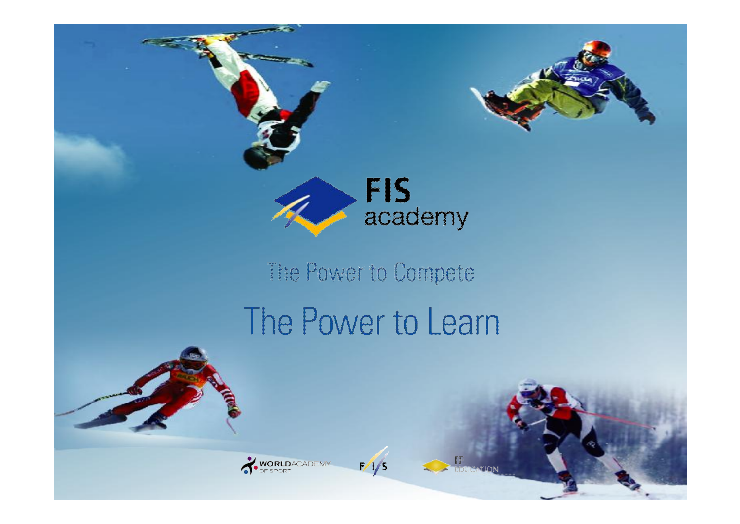# FIS academy

The Power to Compete

## The Power to Learn

WORLD ACADEMY OF SPORT

FIS

IF EDUCATION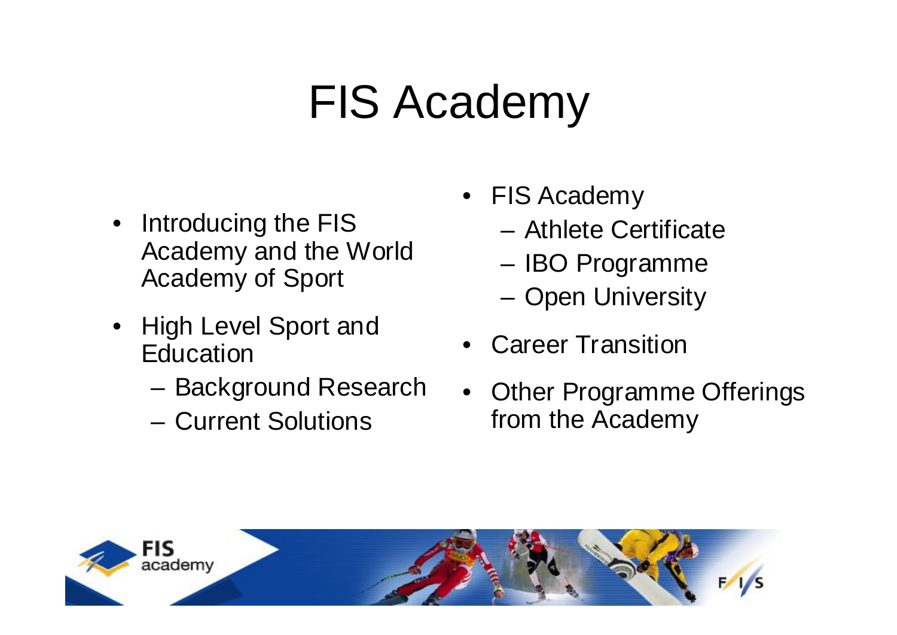# FIS Academy

- Introducing the FIS Academy and the World Academy of Sport
- High Level Sport and Education
  - Background Research
  - Current Solutions
- FIS Academy
  - Athlete Certificate
  - IBO Programme
  - Open University
- Career Transition
- Other Programme Offerings from the Academy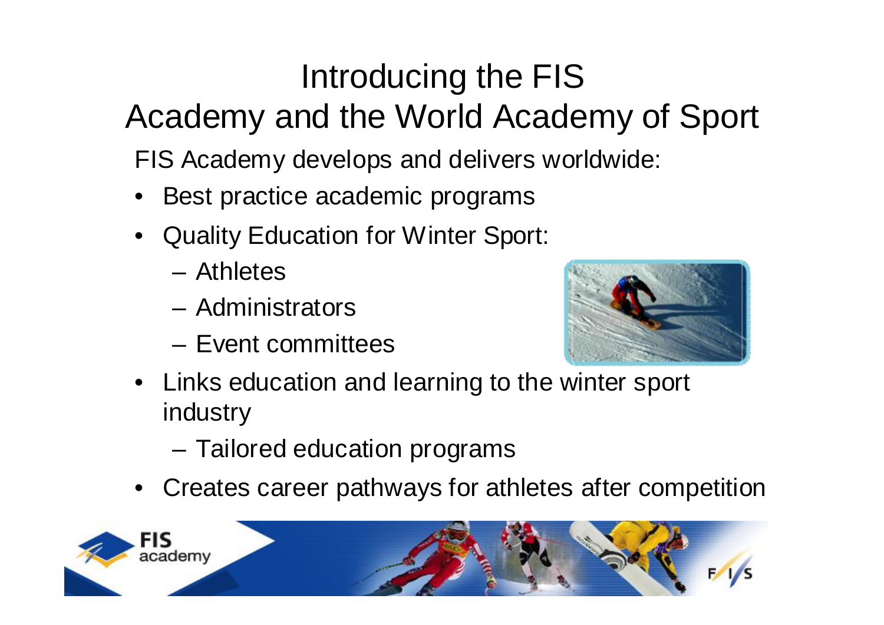# Introducing the FIS Academy and the World Academy of Sport

FIS Academy develops and delivers worldwide:

- Best practice academic programs
- Quality Education for Winter Sport:
  - Athletes
  - Administrators
  - Event committees
- Links education and learning to the winter sport industry
  - Tailored education programs
- Creates career pathways for athletes after competition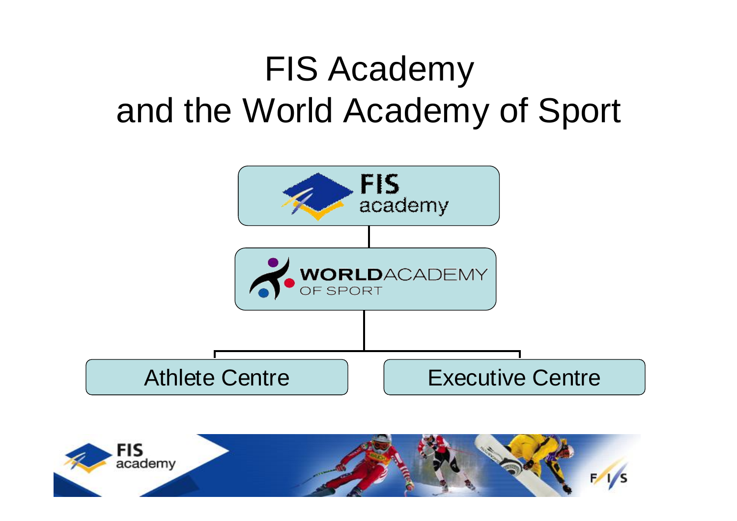# FIS Academy and the World Academy of Sport

- FIS academy
  - WORLD ACADEMY OF SPORT
    - Athlete Centre
    - Executive Centre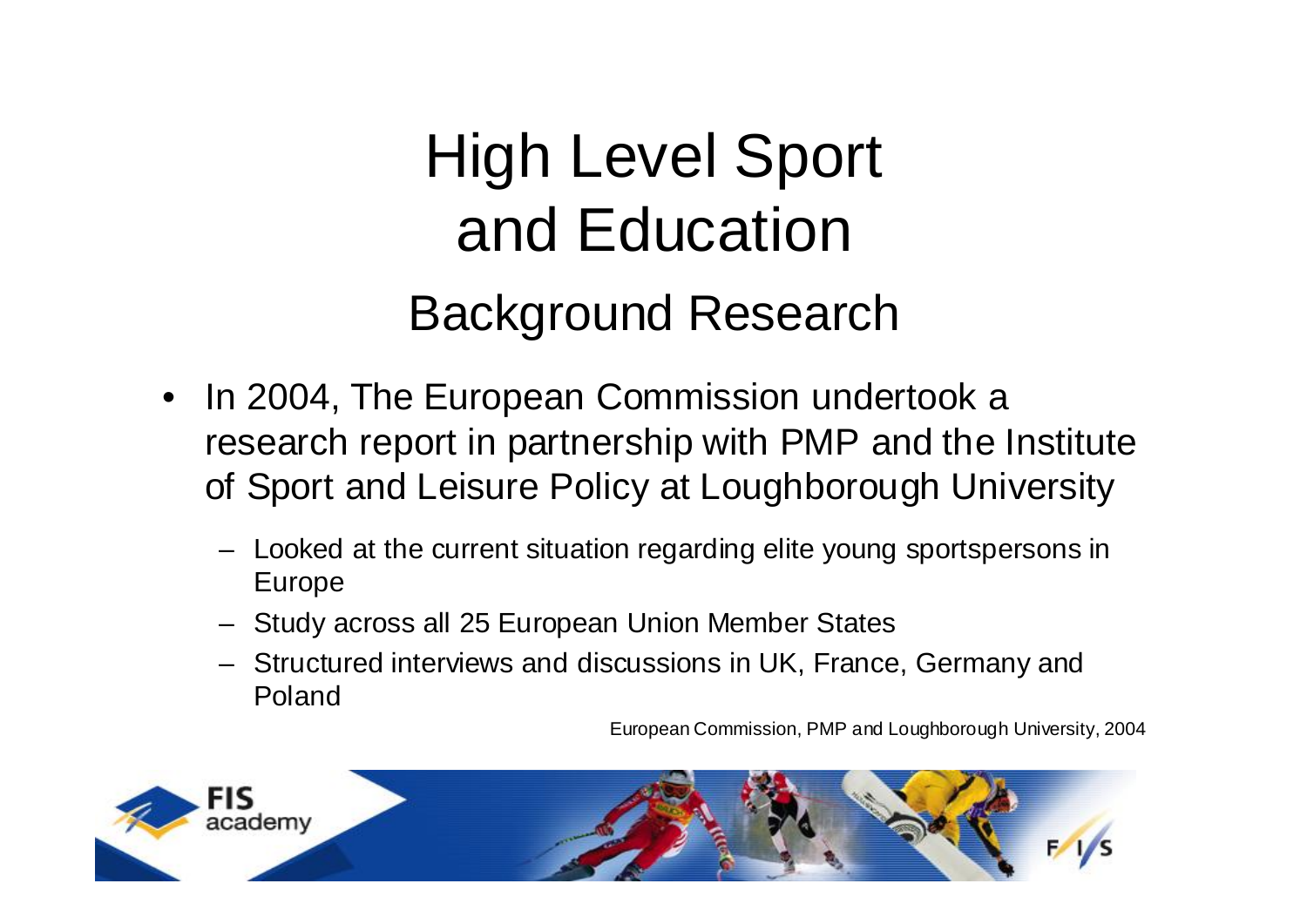# High Level Sport and Education

## Background Research

- In 2004, The European Commission undertook a research report in partnership with PMP and the Institute of Sport and Leisure Policy at Loughborough University
  - Looked at the current situation regarding elite young sportspersons in Europe
  - Study across all 25 European Union Member States
  - Structured interviews and discussions in UK, France, Germany and Poland

European Commission, PMP and Loughborough University, 2004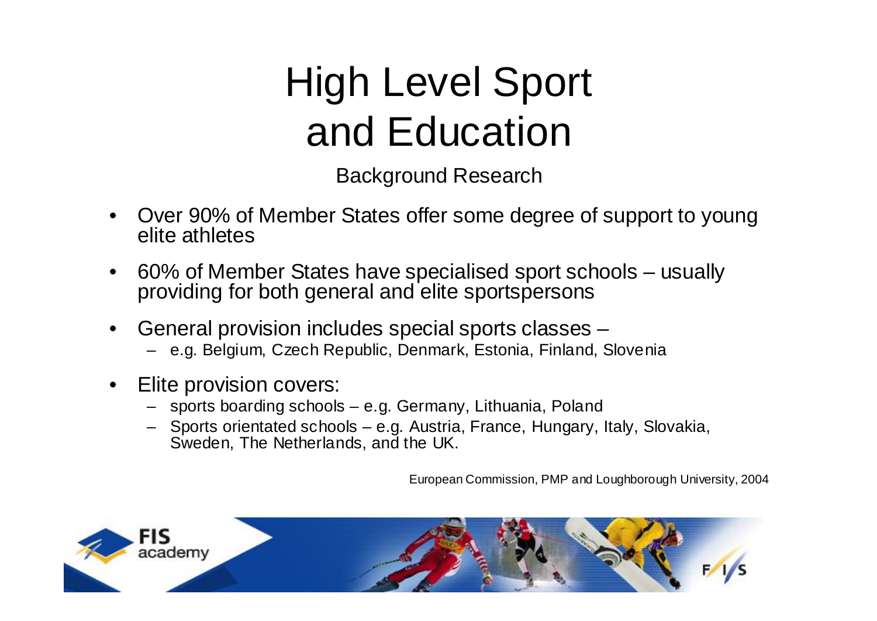# High Level Sport and Education

Background Research

- Over 90% of Member States offer some degree of support to young elite athletes
- 60% of Member States have specialised sport schools – usually providing for both general and elite sportspersons
- General provision includes special sports classes –
  - e.g. Belgium, Czech Republic, Denmark, Estonia, Finland, Slovenia
- Elite provision covers:
  - sports boarding schools – e.g. Germany, Lithuania, Poland
  - Sports orientated schools – e.g. Austria, France, Hungary, Italy, Slovakia, Sweden, The Netherlands, and the UK.

European Commission, PMP and Loughborough University, 2004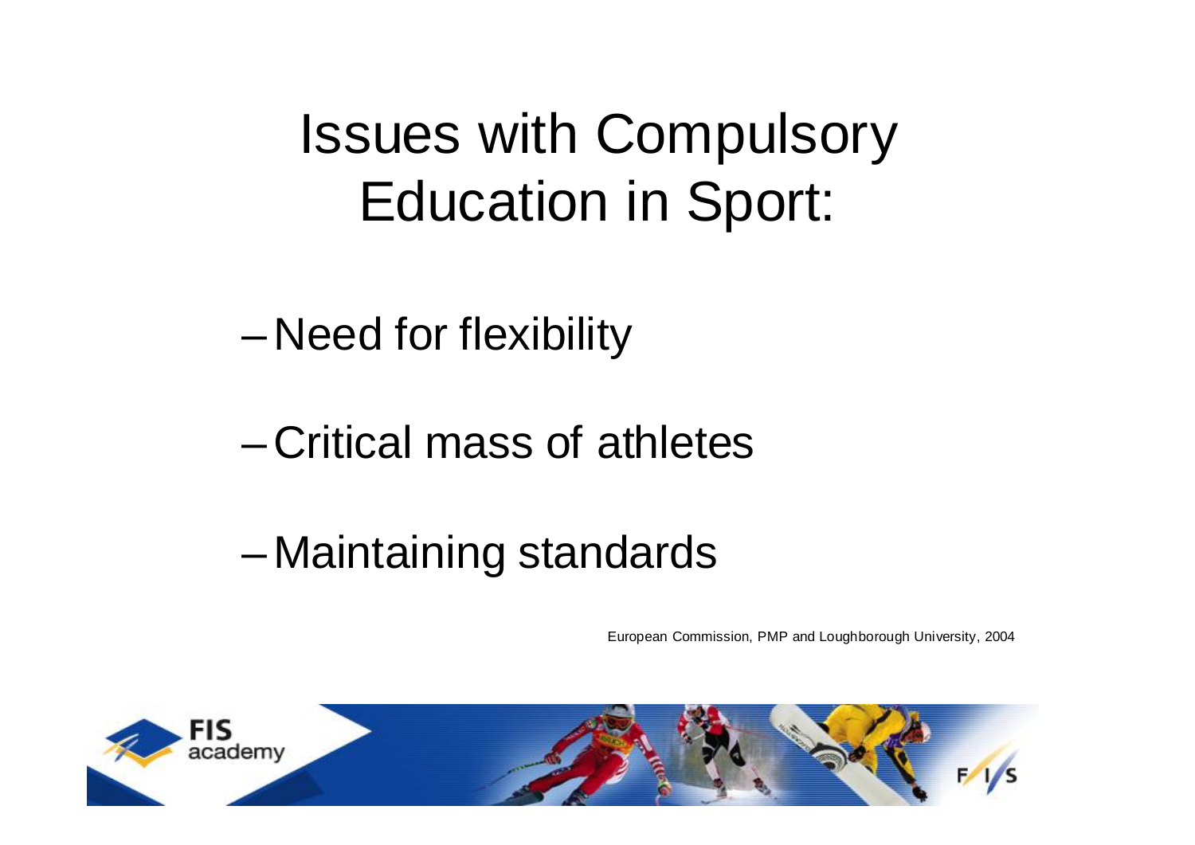# Issues with Compulsory Education in Sport:

- Need for flexibility
- Critical mass of athletes
- Maintaining standards

European Commission, PMP and Loughborough University, 2004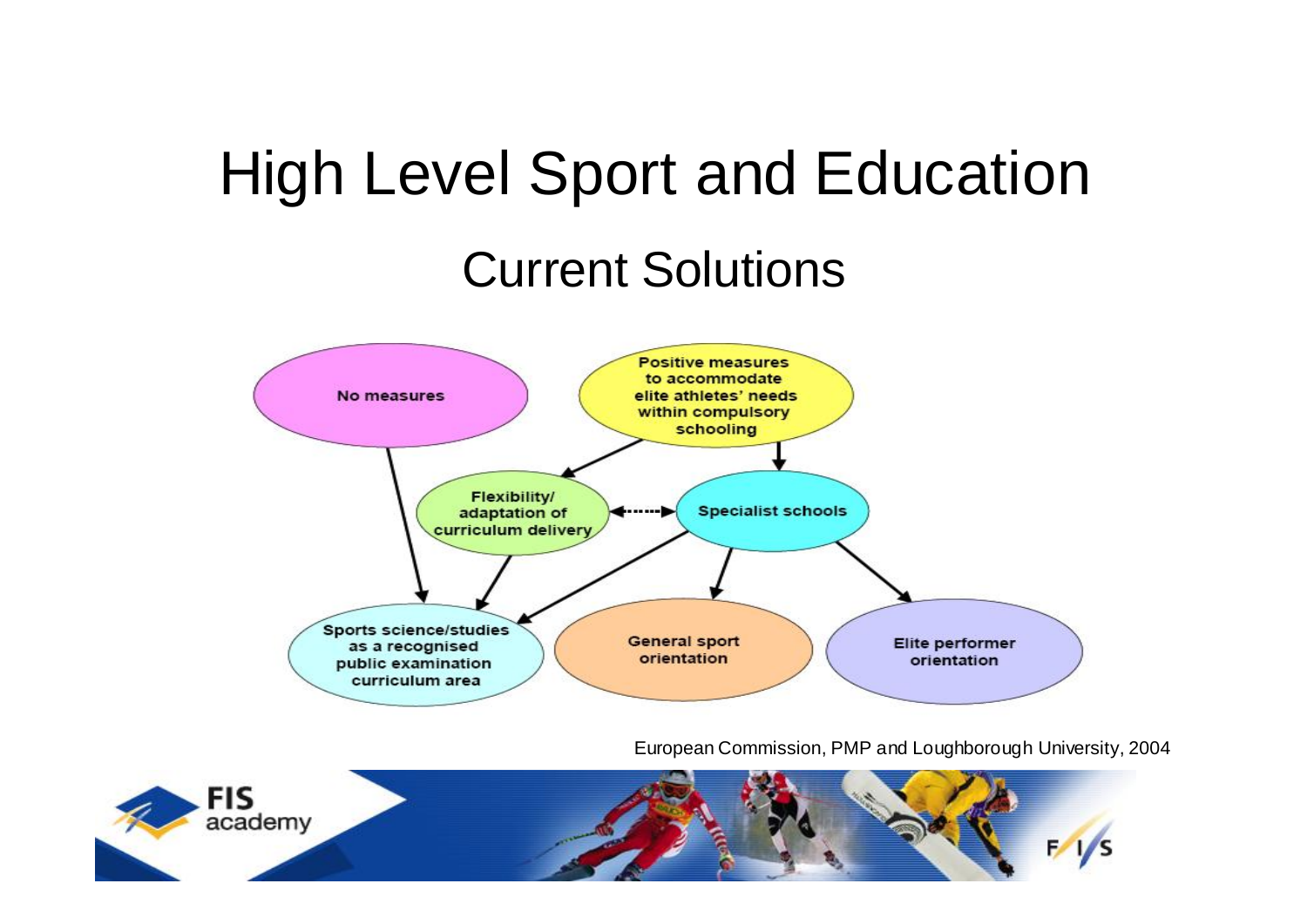# High Level Sport and Education

## Current Solutions

- No measures
- Positive measures to accommodate elite athletes' needs within compulsory schooling
- Flexibility/ adaptation of curriculum delivery
- Specialist schools
- Sports science/studies as a recognised public examination curriculum area
- General sport orientation
- Elite performer orientation

European Commission, PMP and Loughborough University, 2004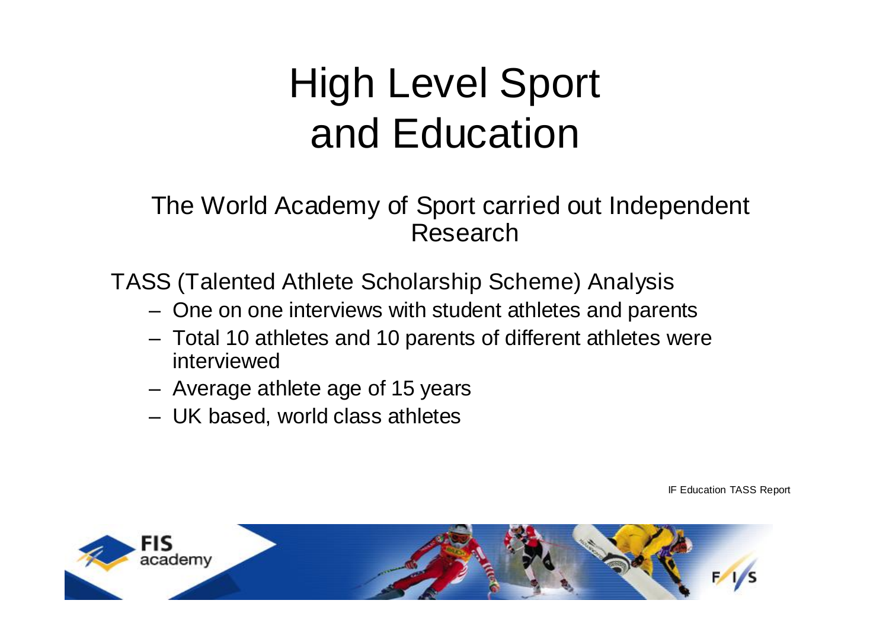# High Level Sport and Education

The World Academy of Sport carried out Independent Research

TASS (Talented Athlete Scholarship Scheme) Analysis

- One on one interviews with student athletes and parents
- Total 10 athletes and 10 parents of different athletes were interviewed
- Average athlete age of 15 years
- UK based, world class athletes

IF Education TASS Report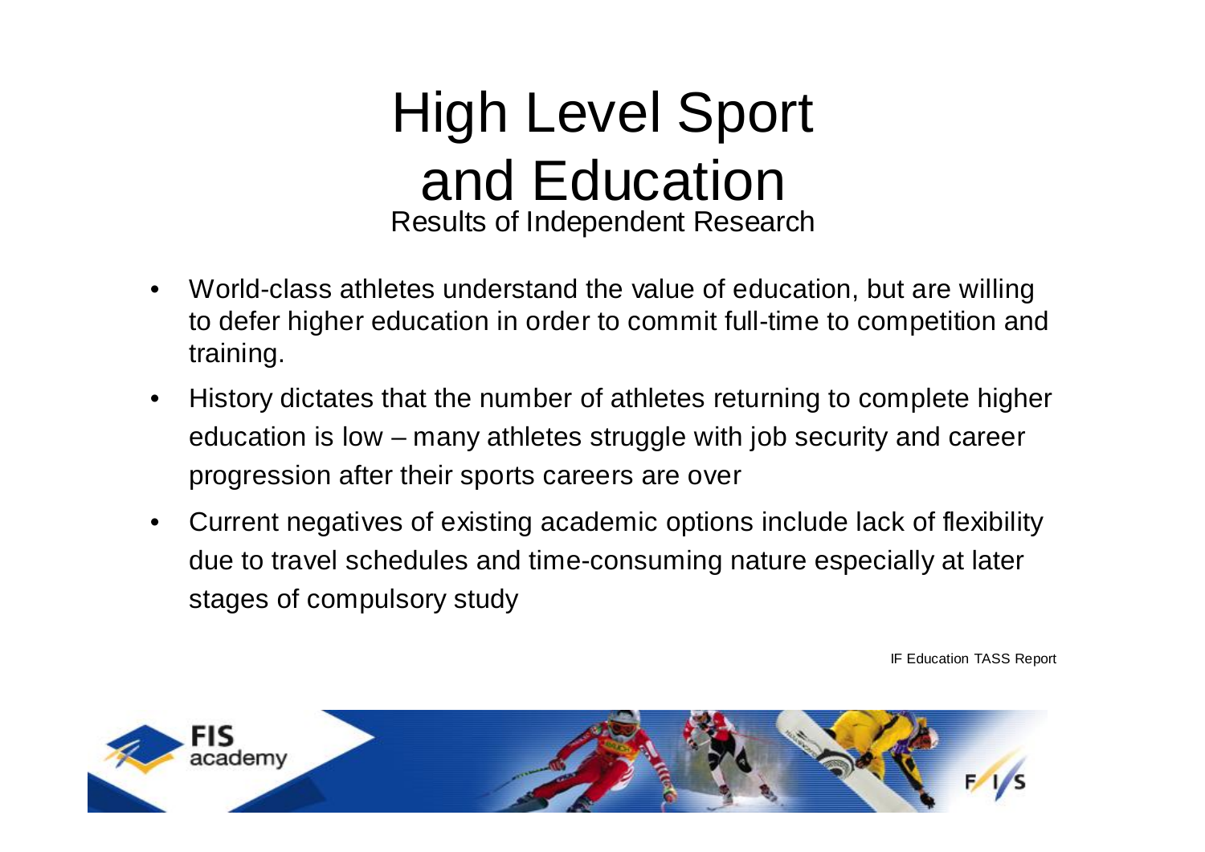# High Level Sport and Education

Results of Independent Research

- World-class athletes understand the value of education, but are willing to defer higher education in order to commit full-time to competition and training.
- History dictates that the number of athletes returning to complete higher education is low – many athletes struggle with job security and career progression after their sports careers are over
- Current negatives of existing academic options include lack of flexibility due to travel schedules and time-consuming nature especially at later stages of compulsory study

IF Education TASS Report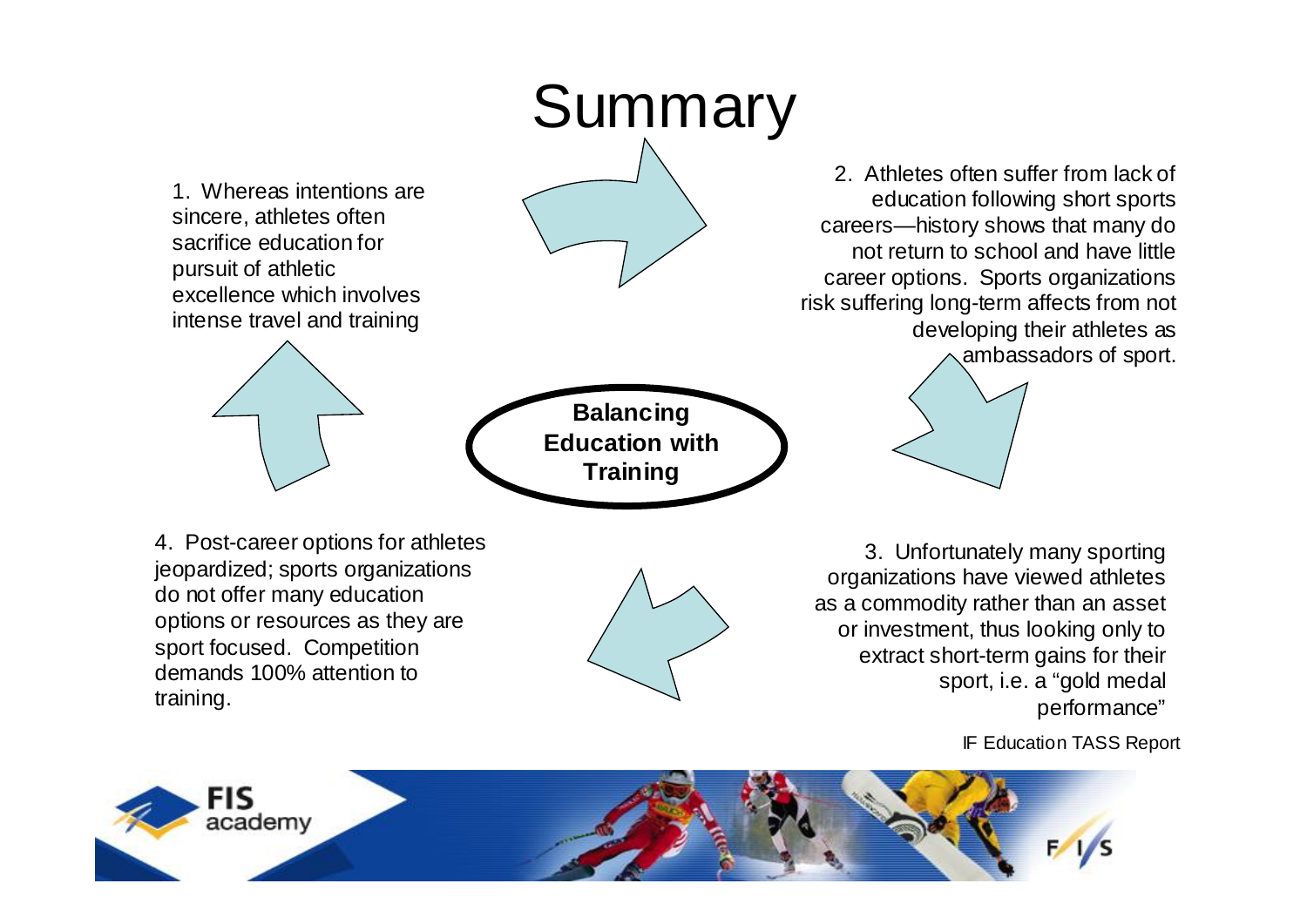# Summary

**Balancing Education with Training**

1. Whereas intentions are sincere, athletes often sacrifice education for pursuit of athletic excellence which involves intense travel and training

2. Athletes often suffer from lack of education following short sports careers—history shows that many do not return to school and have little career options. Sports organizations risk suffering long-term affects from not developing their athletes as ambassadors of sport.

3. Unfortunately many sporting organizations have viewed athletes as a commodity rather than an asset or investment, thus looking only to extract short-term gains for their sport, i.e. a "gold medal performance"

4. Post-career options for athletes jeopardized; sports organizations do not offer many education options or resources as they are sport focused. Competition demands 100% attention to training.

IF Education TASS Report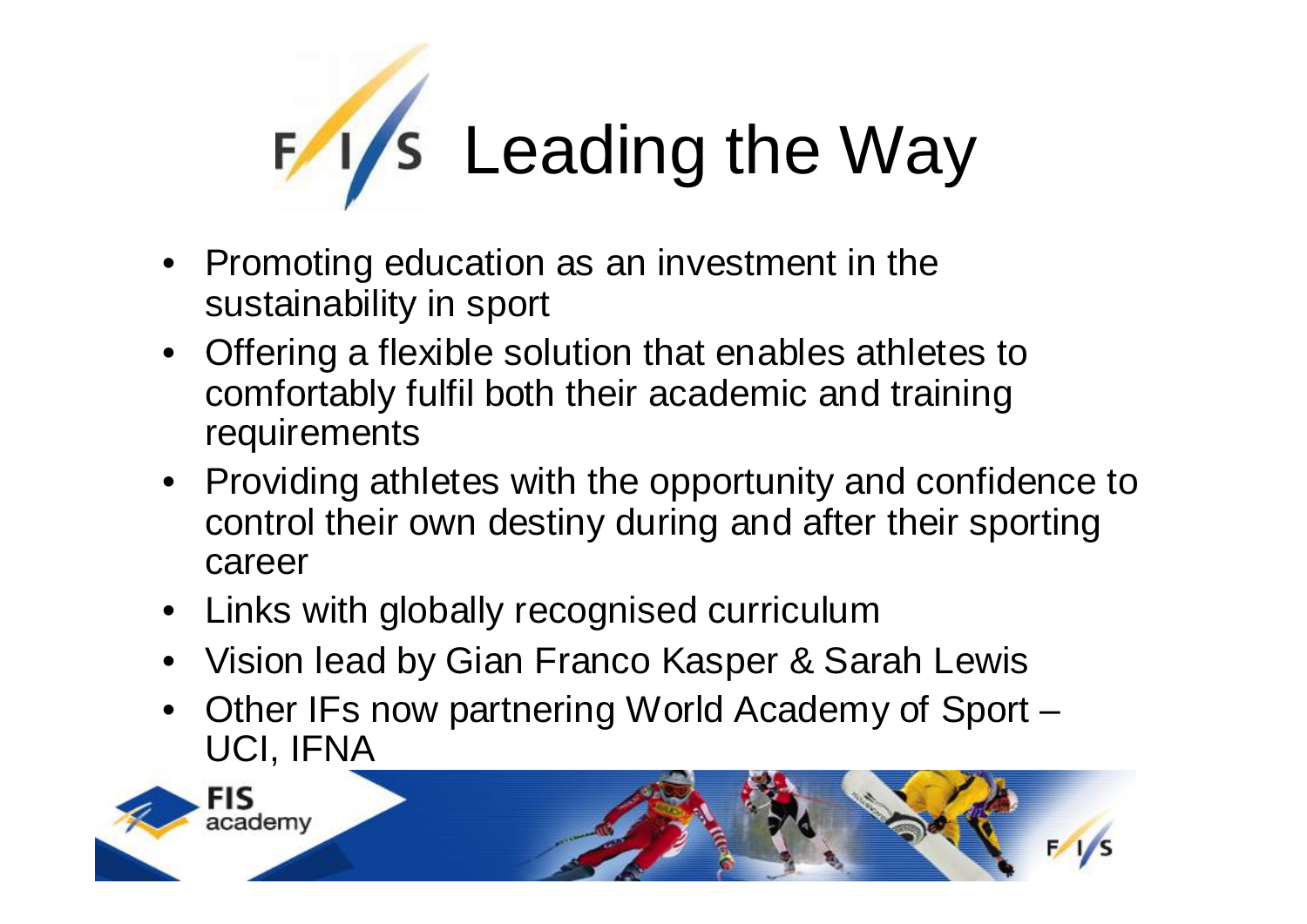# FIS Leading the Way

- Promoting education as an investment in the sustainability in sport
- Offering a flexible solution that enables athletes to comfortably fulfil both their academic and training requirements
- Providing athletes with the opportunity and confidence to control their own destiny during and after their sporting career
- Links with globally recognised curriculum
- Vision lead by Gian Franco Kasper & Sarah Lewis
- Other IFs now partnering World Academy of Sport – UCI, IFNA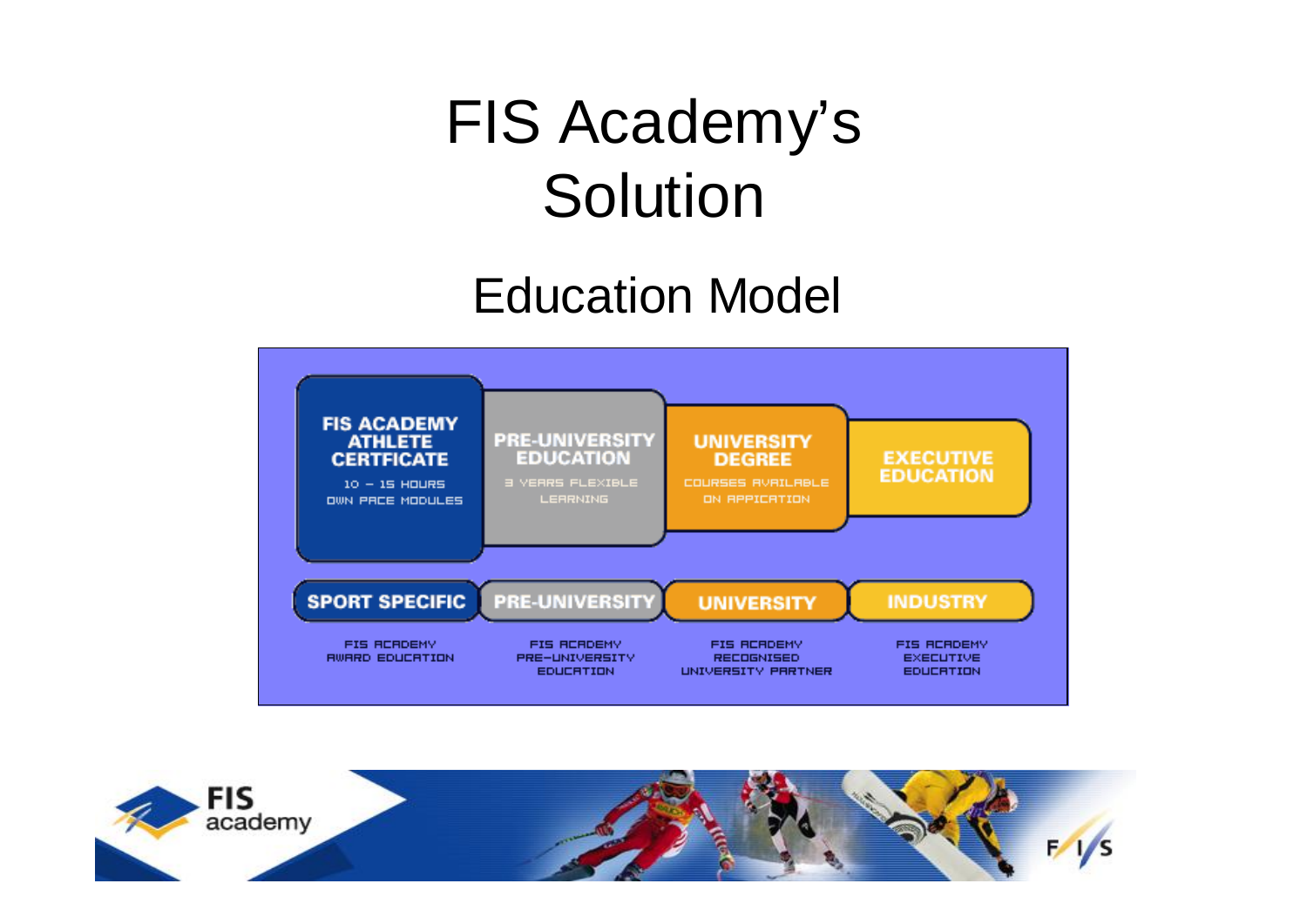# FIS Academy's Solution

## Education Model

| FIS ACADEMY ATHLETE CERTFICATE | PRE-UNIVERSITY EDUCATION | UNIVERSITY DEGREE | EXECUTIVE EDUCATION |
| --- | --- | --- | --- |
| 10 – 15 HOURS OWN PACE MODULES | 3 YEARS FLEXIBLE LEARNING | COURSES AVAILABLE ON APPICATION | |
| **SPORT SPECIFIC** | **PRE-UNIVERSITY** | **UNIVERSITY** | **INDUSTRY** |
| FIS ACADEMY AWARD EDUCATION | FIS ACADEMY PRE-UNIVERSITY EDUCATION | FIS ACADEMY RECOGNISED UNIVERSITY PARTNER | FIS ACADEMY EXECUTIVE EDUCATION |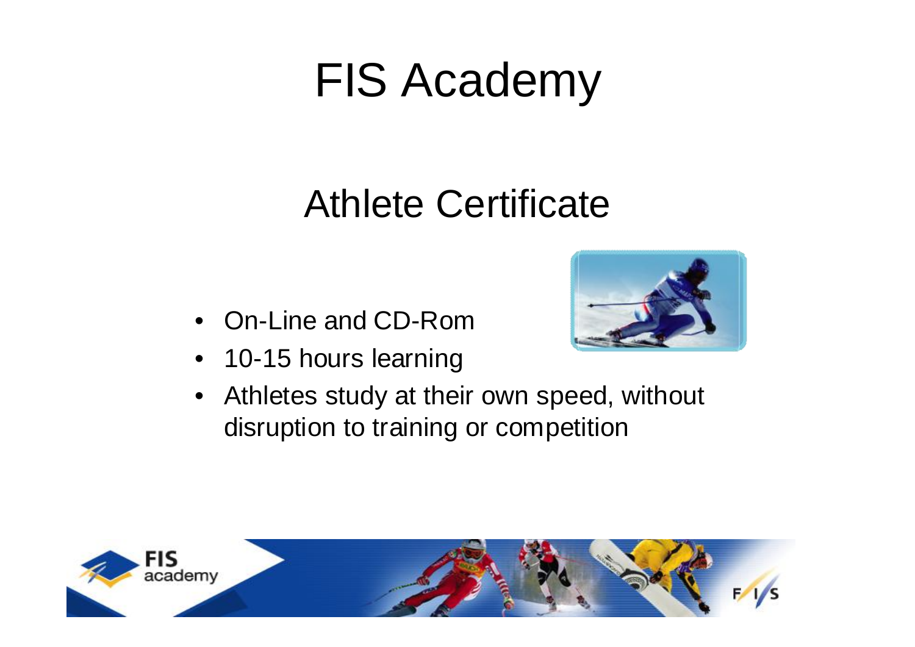# FIS Academy

## Athlete Certificate

- On-Line and CD-Rom
- 10-15 hours learning
- Athletes study at their own speed, without disruption to training or competition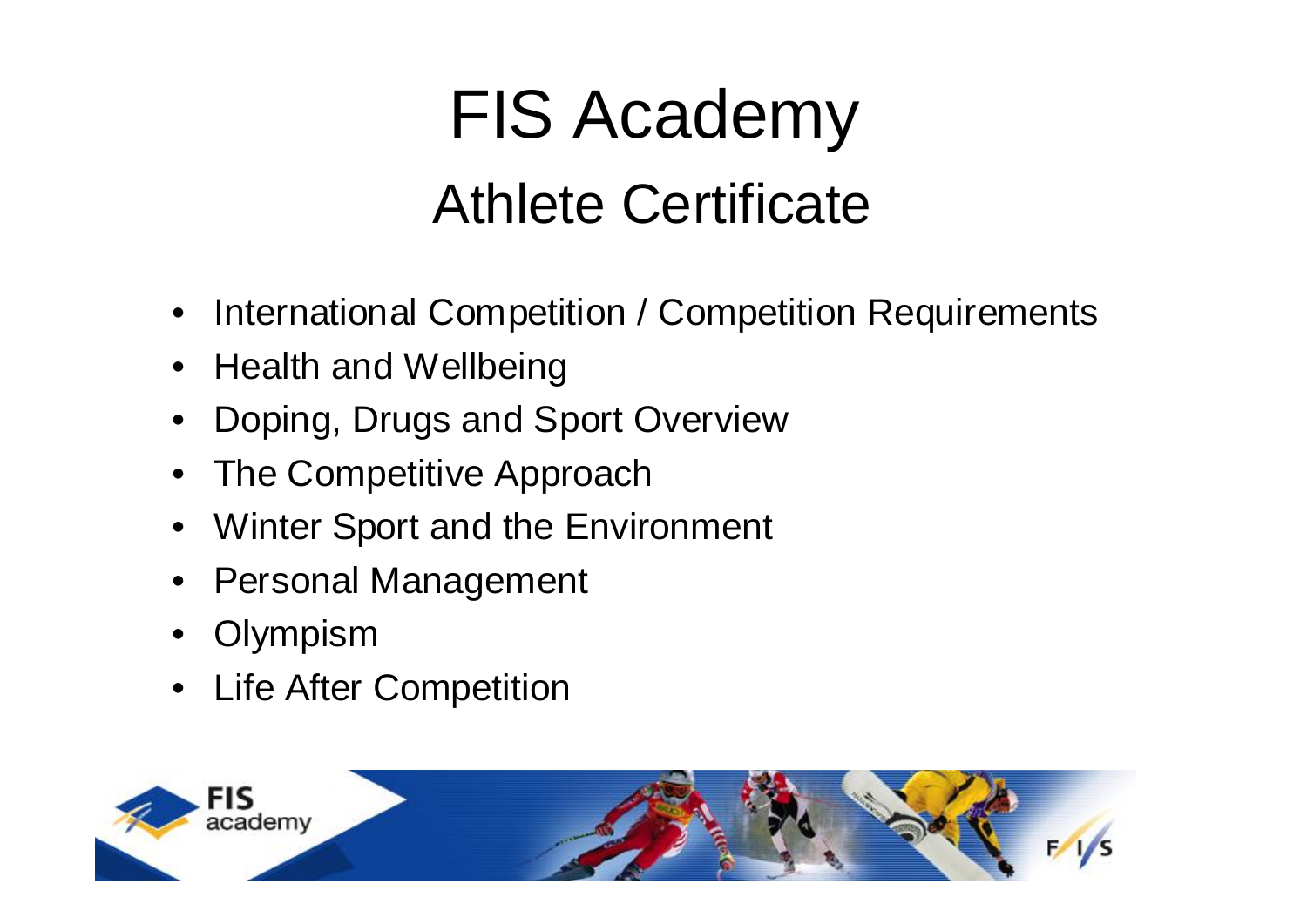# FIS Academy

## Athlete Certificate

- International Competition / Competition Requirements
- Health and Wellbeing
- Doping, Drugs and Sport Overview
- The Competitive Approach
- Winter Sport and the Environment
- Personal Management
- Olympism
- Life After Competition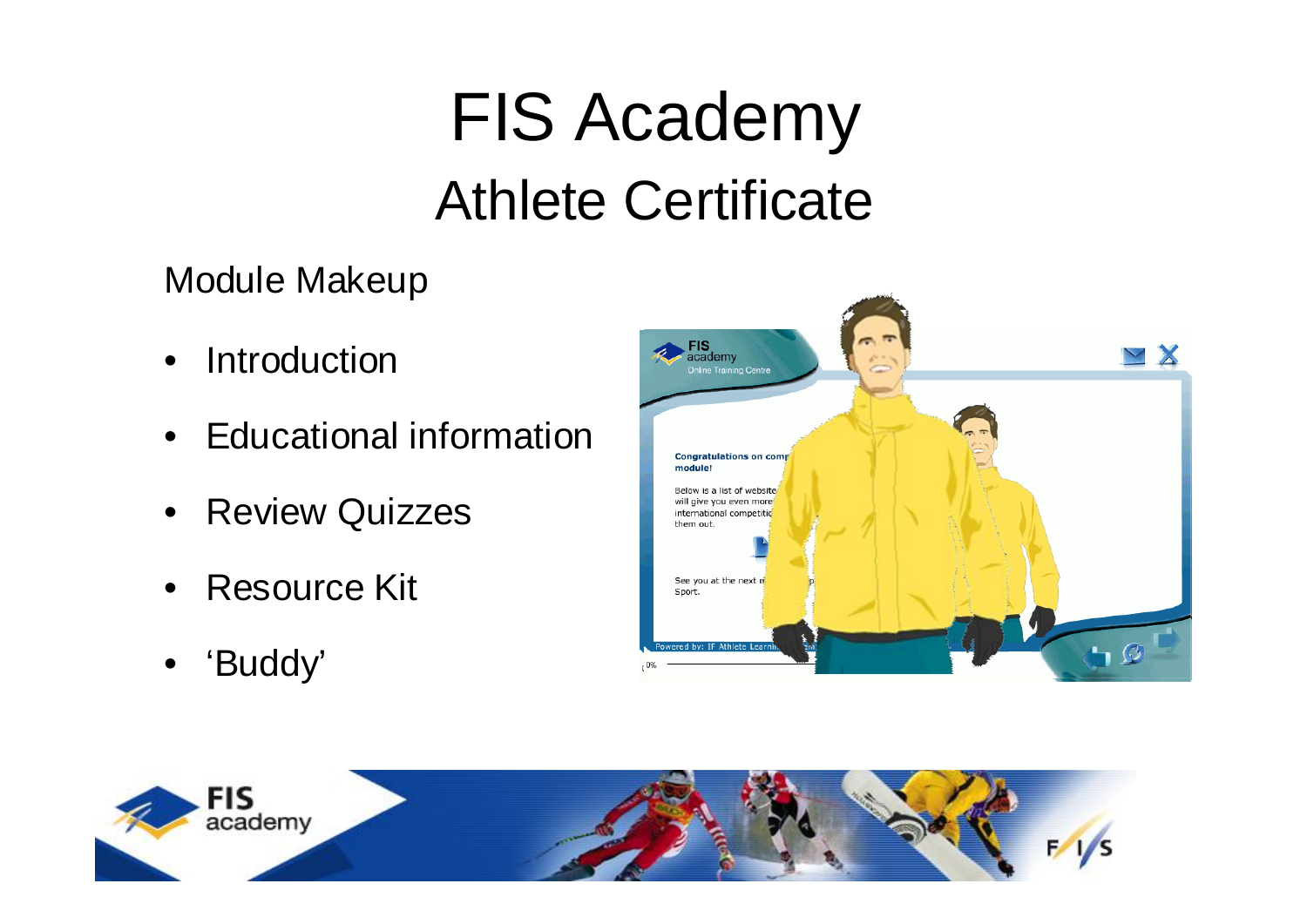# FIS Academy

## Athlete Certificate

Module Makeup

- Introduction
- Educational information
- Review Quizzes
- Resource Kit
- 'Buddy'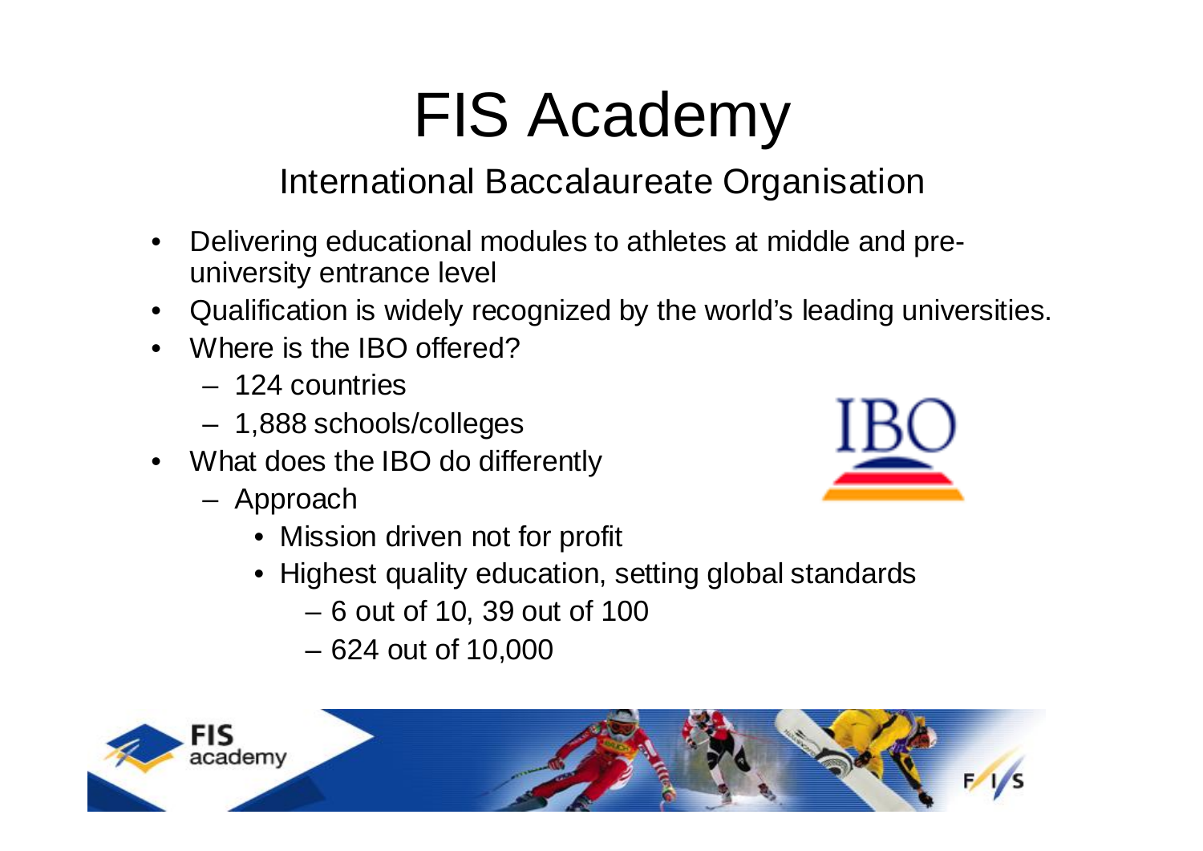# FIS Academy

## International Baccalaureate Organisation

- Delivering educational modules to athletes at middle and pre-university entrance level
- Qualification is widely recognized by the world's leading universities.
- Where is the IBO offered?
  - 124 countries
  - 1,888 schools/colleges
- What does the IBO do differently
  - Approach
    - Mission driven not for profit
    - Highest quality education, setting global standards
      - 6 out of 10, 39 out of 100
      - 624 out of 10,000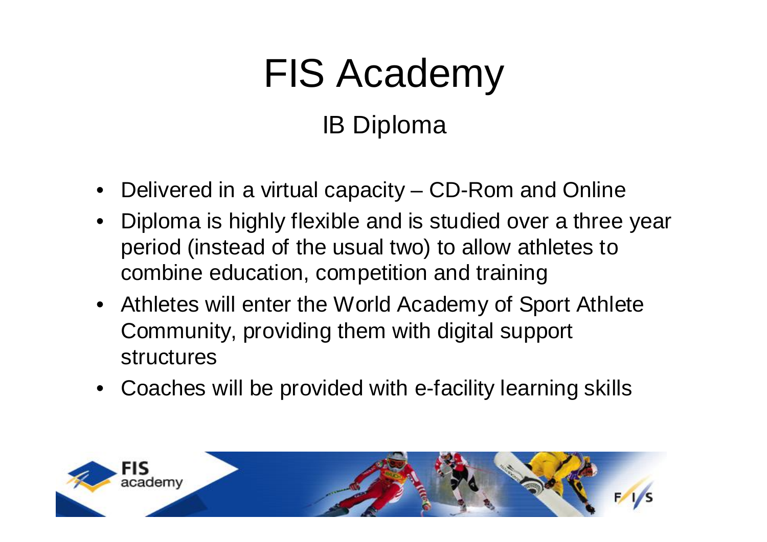# FIS Academy

## IB Diploma

- Delivered in a virtual capacity – CD-Rom and Online
- Diploma is highly flexible and is studied over a three year period (instead of the usual two) to allow athletes to combine education, competition and training
- Athletes will enter the World Academy of Sport Athlete Community, providing them with digital support structures
- Coaches will be provided with e-facility learning skills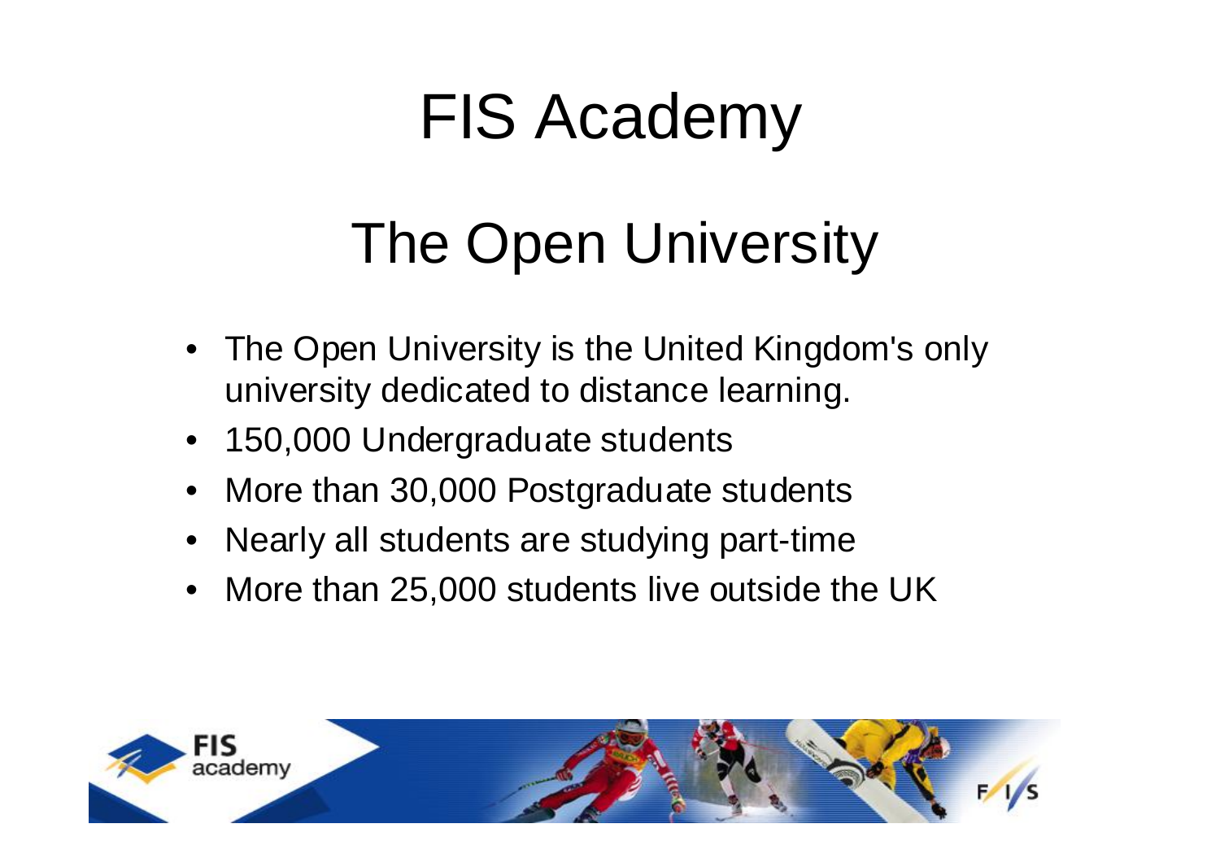# FIS Academy

## The Open University

- The Open University is the United Kingdom's only university dedicated to distance learning.
- 150,000 Undergraduate students
- More than 30,000 Postgraduate students
- Nearly all students are studying part-time
- More than 25,000 students live outside the UK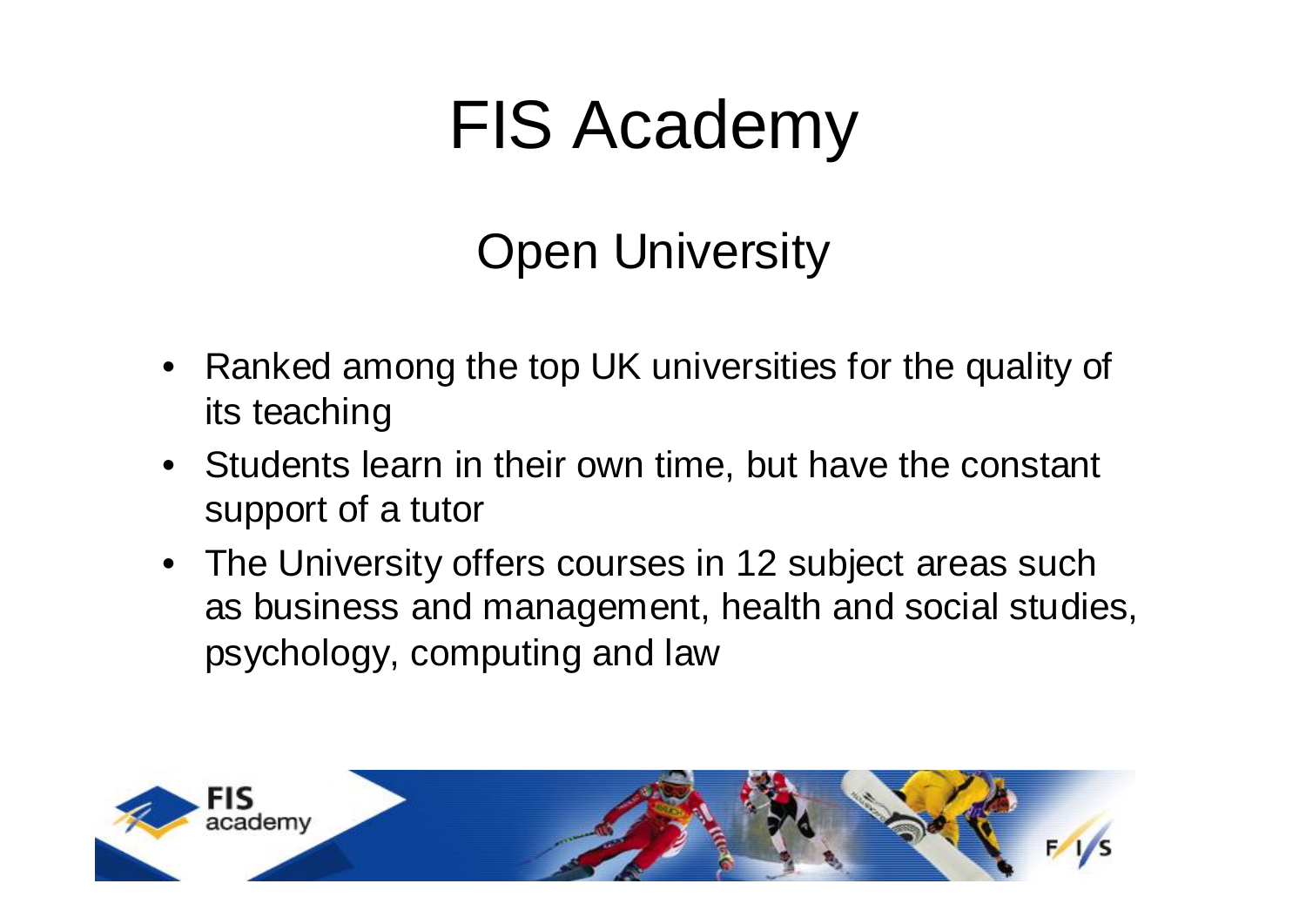# FIS Academy

## Open University

- Ranked among the top UK universities for the quality of its teaching
- Students learn in their own time, but have the constant support of a tutor
- The University offers courses in 12 subject areas such as business and management, health and social studies, psychology, computing and law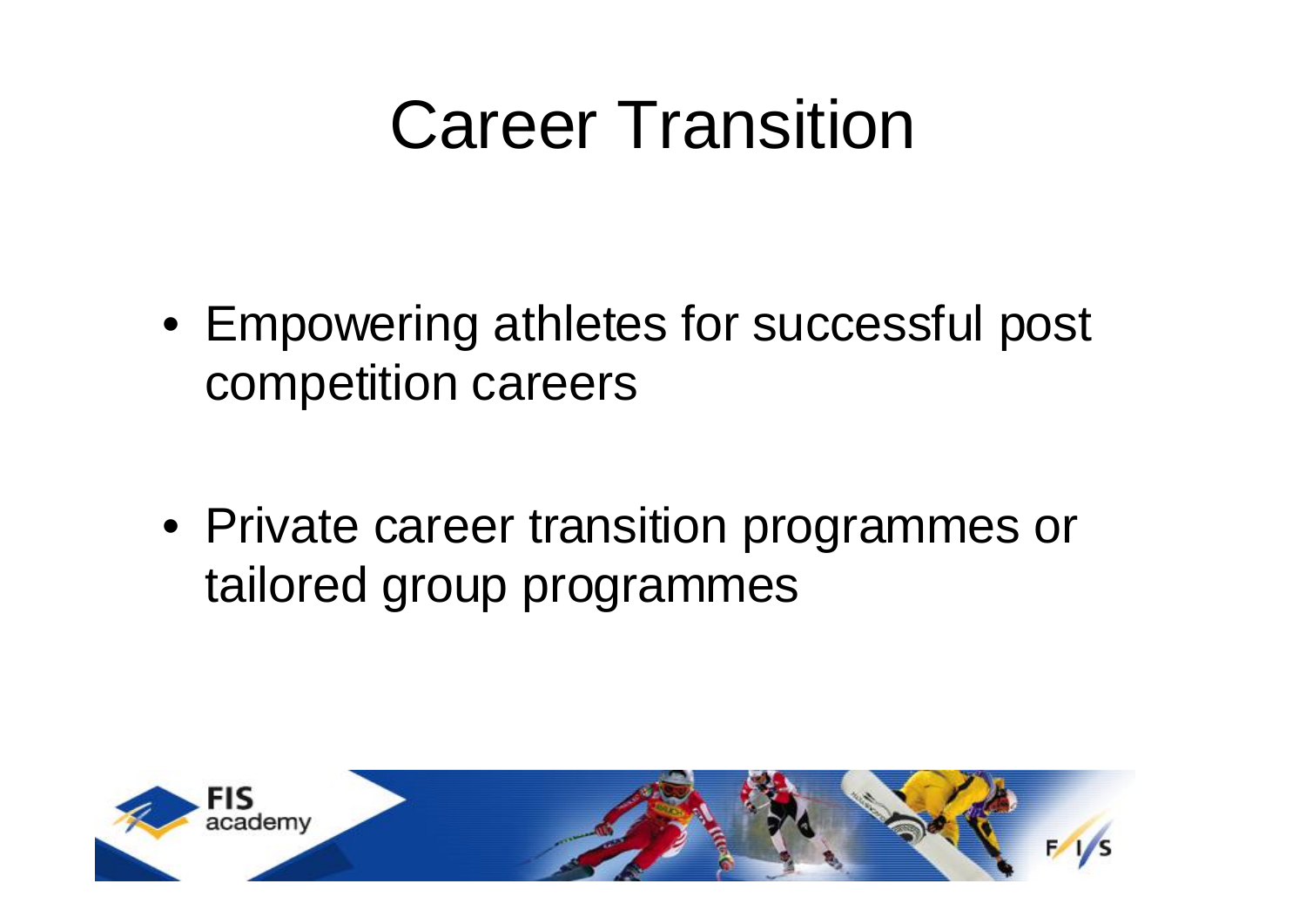# Career Transition

- Empowering athletes for successful post competition careers

- Private career transition programmes or tailored group programmes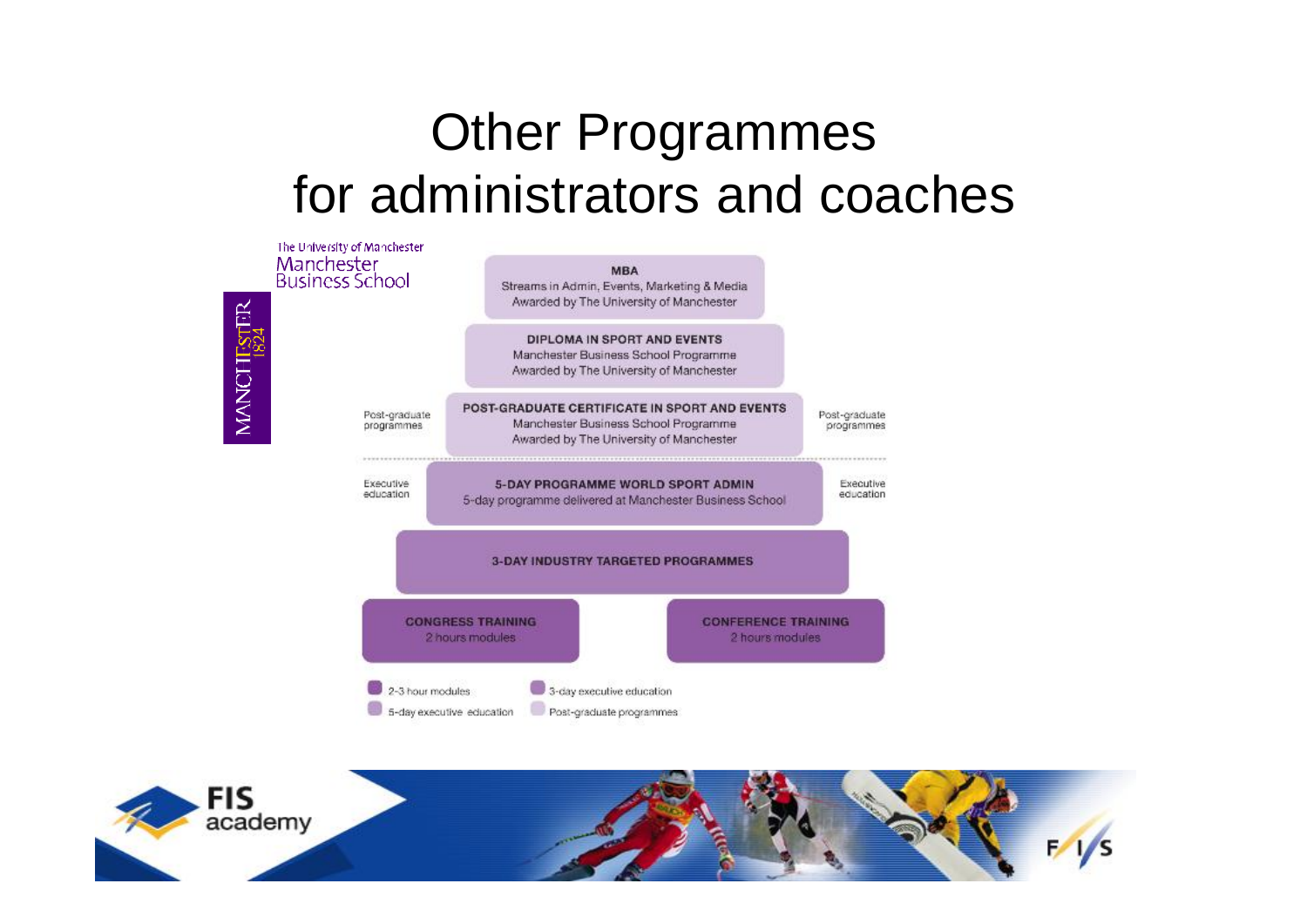# Other Programmes for administrators and coaches

The University of Manchester
Manchester Business School

**MBA**
Streams in Admin, Events, Marketing & Media
Awarded by The University of Manchester

**DIPLOMA IN SPORT AND EVENTS**
Manchester Business School Programme
Awarded by The University of Manchester

Post-graduate programmes

**POST-GRADUATE CERTIFICATE IN SPORT AND EVENTS**
Manchester Business School Programme
Awarded by The University of Manchester

Executive education

**5-DAY PROGRAMME WORLD SPORT ADMIN**
5-day programme delivered at Manchester Business School

**3-DAY INDUSTRY TARGETED PROGRAMMES**

**CONGRESS TRAINING**
2 hours modules

**CONFERENCE TRAINING**
2 hours modules

- 2-3 hour modules
- 3-day executive education
- 5-day executive education
- Post-graduate programmes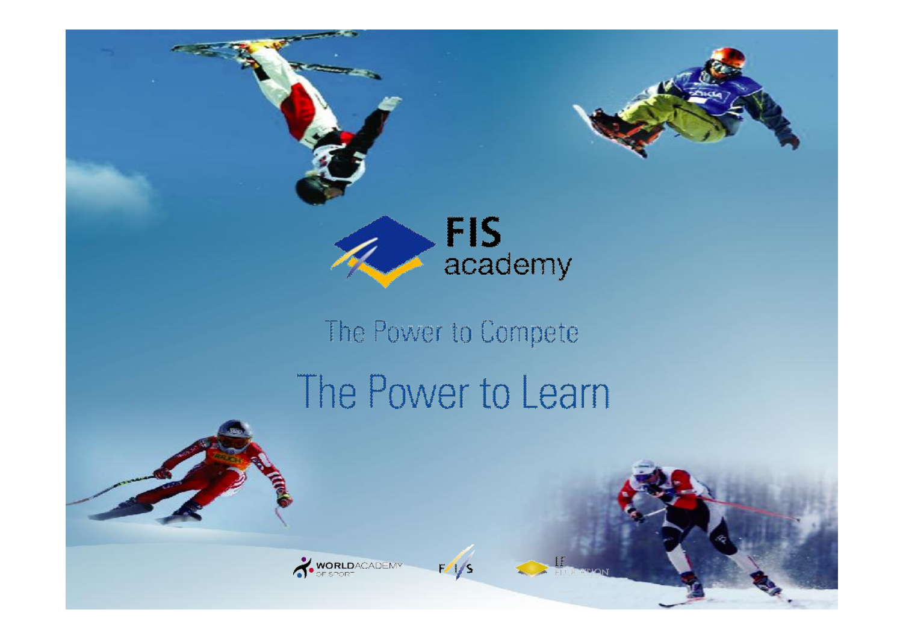FIS academy

The Power to Compete

The Power to Learn

WORLDACADEMY OF SPORT

FIS

LE FOUNDATION